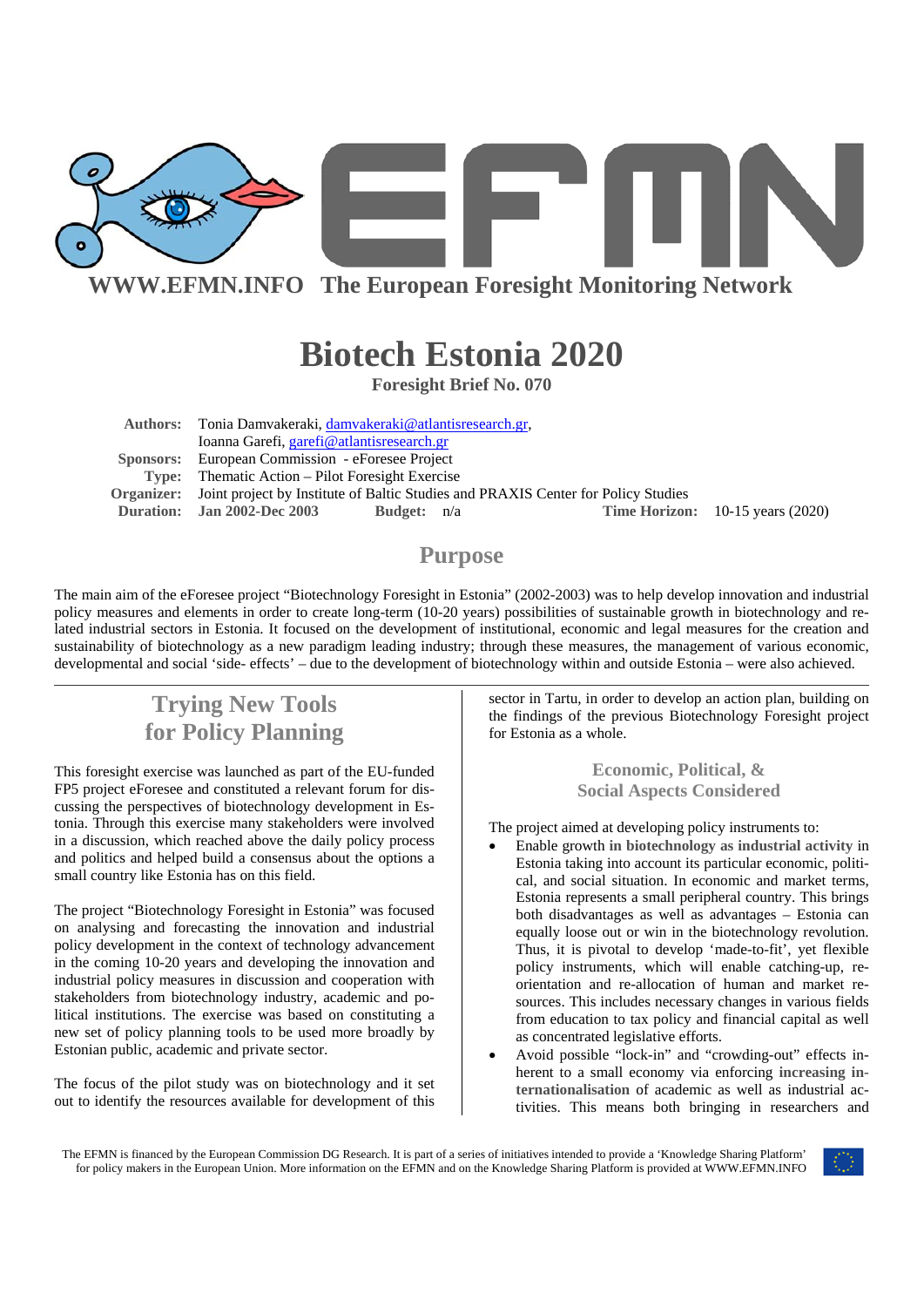WWW.EFMN.INFO The European Foresight Monitoring Network

# Biotech Estonia 2020

**Foresight Brief No. 070**

**Authors:** Tonia Damvakeraki, damvakeraki@atlantisresearch.gr, Ioanna Garefi, garefi@atlantisresearch.gr
**Sponsors:** European Commission - eForesee Project
**Type:** Thematic Action – Pilot Foresight Exercise
**Organizer:** Joint project by Institute of Baltic Studies and PRAXIS Center for Policy Studies
**Duration:** Jan 2002-Dec 2003 **Budget:** n/a **Time Horizon:** 10-15 years (2020)

## Purpose

The main aim of the eForesee project "Biotechnology Foresight in Estonia" (2002-2003) was to help develop innovation and industrial policy measures and elements in order to create long-term (10-20 years) possibilities of sustainable growth in biotechnology and related industrial sectors in Estonia. It focused on the development of institutional, economic and legal measures for the creation and sustainability of biotechnology as a new paradigm leading industry; through these measures, the management of various economic, developmental and social 'side- effects' – due to the development of biotechnology within and outside Estonia – were also achieved.

## Trying New Tools for Policy Planning

This foresight exercise was launched as part of the EU-funded FP5 project eForesee and constituted a relevant forum for discussing the perspectives of biotechnology development in Estonia. Through this exercise many stakeholders were involved in a discussion, which reached above the daily policy process and politics and helped build a consensus about the options a small country like Estonia has on this field.

The project "Biotechnology Foresight in Estonia" was focused on analysing and forecasting the innovation and industrial policy development in the context of technology advancement in the coming 10-20 years and developing the innovation and industrial policy measures in discussion and cooperation with stakeholders from biotechnology industry, academic and political institutions. The exercise was based on constituting a new set of policy planning tools to be used more broadly by Estonian public, academic and private sector.

The focus of the pilot study was on biotechnology and it set out to identify the resources available for development of this sector in Tartu, in order to develop an action plan, building on the findings of the previous Biotechnology Foresight project for Estonia as a whole.

### Economic, Political, & Social Aspects Considered

The project aimed at developing policy instruments to:

- Enable growth **in biotechnology as industrial activity** in Estonia taking into account its particular economic, political, and social situation. In economic and market terms, Estonia represents a small peripheral country. This brings both disadvantages as well as advantages – Estonia can equally loose out or win in the biotechnology revolution. Thus, it is pivotal to develop 'made-to-fit', yet flexible policy instruments, which will enable catching-up, re-orientation and re-allocation of human and market resources. This includes necessary changes in various fields from education to tax policy and financial capital as well as concentrated legislative efforts.
- Avoid possible "lock-in" and "crowding-out" effects inherent to a small economy via enforcing **increasing internationalisation** of academic as well as industrial activities. This means both bringing in researchers and

The EFMN is financed by the European Commission DG Research. It is part of a series of initiatives intended to provide a 'Knowledge Sharing Platform' for policy makers in the European Union. More information on the EFMN and on the Knowledge Sharing Platform is provided at WWW.EFMN.INFO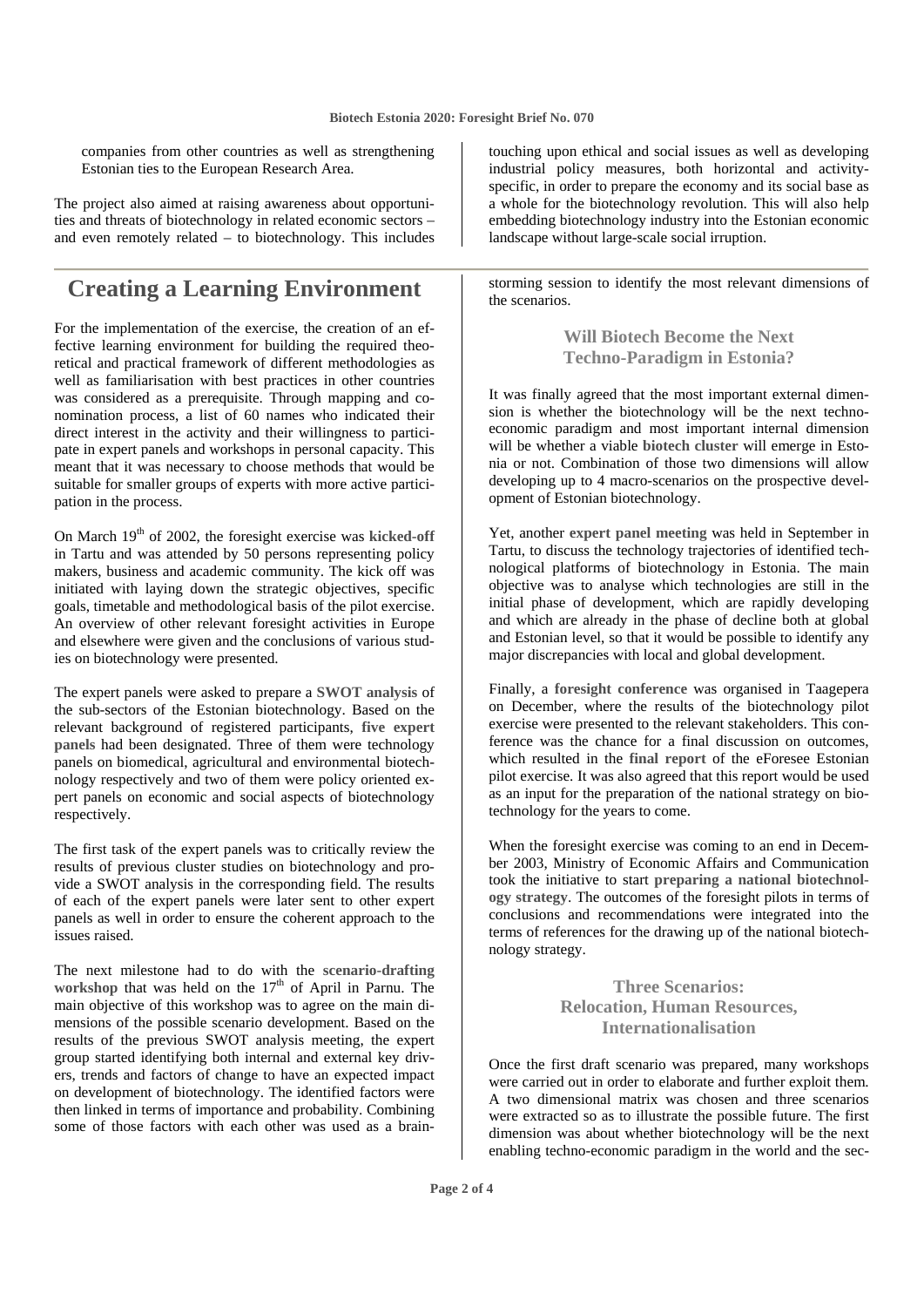companies from other countries as well as strengthening Estonian ties to the European Research Area.

The project also aimed at raising awareness about opportunities and threats of biotechnology in related economic sectors – and even remotely related – to biotechnology. This includes touching upon ethical and social issues as well as developing industrial policy measures, both horizontal and activity-specific, in order to prepare the economy and its social base as a whole for the biotechnology revolution. This will also help embedding biotechnology industry into the Estonian economic landscape without large-scale social irruption.

## Creating a Learning Environment

For the implementation of the exercise, the creation of an effective learning environment for building the required theoretical and practical framework of different methodologies as well as familiarisation with best practices in other countries was considered as a prerequisite. Through mapping and co-nomination process, a list of 60 names who indicated their direct interest in the activity and their willingness to participate in expert panels and workshops in personal capacity. This meant that it was necessary to choose methods that would be suitable for smaller groups of experts with more active participation in the process.

On March 19th of 2002, the foresight exercise was **kicked-off** in Tartu and was attended by 50 persons representing policy makers, business and academic community. The kick off was initiated with laying down the strategic objectives, specific goals, timetable and methodological basis of the pilot exercise. An overview of other relevant foresight activities in Europe and elsewhere were given and the conclusions of various studies on biotechnology were presented.

The expert panels were asked to prepare a **SWOT analysis** of the sub-sectors of the Estonian biotechnology. Based on the relevant background of registered participants, **five expert panels** had been designated. Three of them were technology panels on biomedical, agricultural and environmental biotechnology respectively and two of them were policy oriented expert panels on economic and social aspects of biotechnology respectively.

The first task of the expert panels was to critically review the results of previous cluster studies on biotechnology and provide a SWOT analysis in the corresponding field. The results of each of the expert panels were later sent to other expert panels as well in order to ensure the coherent approach to the issues raised.

The next milestone had to do with the **scenario-drafting workshop** that was held on the 17th of April in Parnu. The main objective of this workshop was to agree on the main dimensions of the possible scenario development. Based on the results of the previous SWOT analysis meeting, the expert group started identifying both internal and external key drivers, trends and factors of change to have an expected impact on development of biotechnology. The identified factors were then linked in terms of importance and probability. Combining some of those factors with each other was used as a brainstorming session to identify the most relevant dimensions of the scenarios.

### Will Biotech Become the Next Techno-Paradigm in Estonia?

It was finally agreed that the most important external dimension is whether the biotechnology will be the next techno-economic paradigm and most important internal dimension will be whether a viable **biotech cluster** will emerge in Estonia or not. Combination of those two dimensions will allow developing up to 4 macro-scenarios on the prospective development of Estonian biotechnology.

Yet, another **expert panel meeting** was held in September in Tartu, to discuss the technology trajectories of identified technological platforms of biotechnology in Estonia. The main objective was to analyse which technologies are still in the initial phase of development, which are rapidly developing and which are already in the phase of decline both at global and Estonian level, so that it would be possible to identify any major discrepancies with local and global development.

Finally, a **foresight conference** was organised in Taagepera on December, where the results of the biotechnology pilot exercise were presented to the relevant stakeholders. This conference was the chance for a final discussion on outcomes, which resulted in the **final report** of the eForesee Estonian pilot exercise. It was also agreed that this report would be used as an input for the preparation of the national strategy on biotechnology for the years to come.

When the foresight exercise was coming to an end in December 2003, Ministry of Economic Affairs and Communication took the initiative to start **preparing a national biotechnology strategy**. The outcomes of the foresight pilots in terms of conclusions and recommendations were integrated into the terms of references for the drawing up of the national biotechnology strategy.

### Three Scenarios: Relocation, Human Resources, Internationalisation

Once the first draft scenario was prepared, many workshops were carried out in order to elaborate and further exploit them. A two dimensional matrix was chosen and three scenarios were extracted so as to illustrate the possible future. The first dimension was about whether biotechnology will be the next enabling techno-economic paradigm in the world and the sec-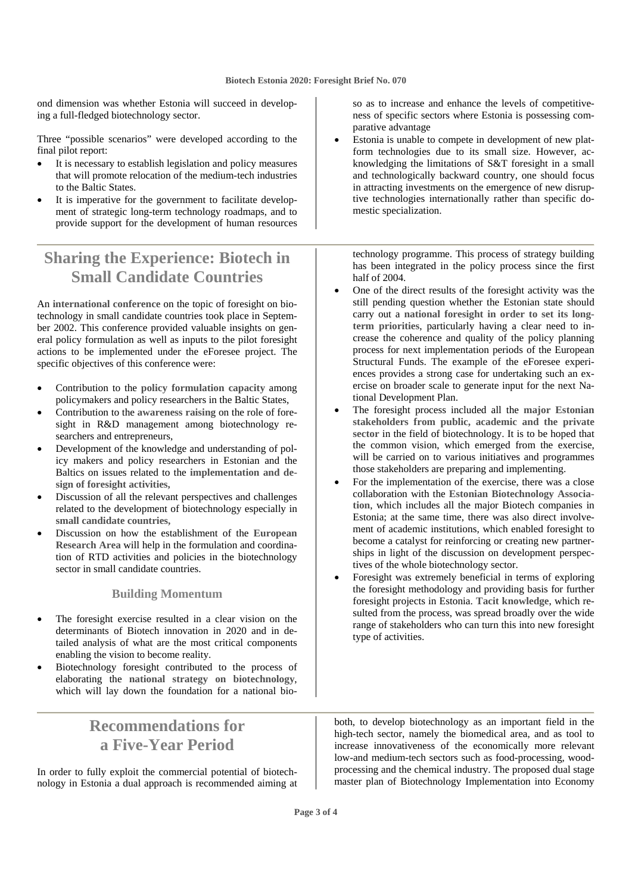ond dimension was whether Estonia will succeed in developing a full-fledged biotechnology sector.

Three "possible scenarios" were developed according to the final pilot report:

- It is necessary to establish legislation and policy measures that will promote relocation of the medium-tech industries to the Baltic States.
- It is imperative for the government to facilitate development of strategic long-term technology roadmaps, and to provide support for the development of human resources so as to increase and enhance the levels of competitiveness of specific sectors where Estonia is possessing comparative advantage
- Estonia is unable to compete in development of new platform technologies due to its small size. However, acknowledging the limitations of S&T foresight in a small and technologically backward country, one should focus in attracting investments on the emergence of new disruptive technologies internationally rather than specific domestic specialization.

## Sharing the Experience: Biotech in Small Candidate Countries

An **international conference** on the topic of foresight on biotechnology in small candidate countries took place in September 2002. This conference provided valuable insights on general policy formulation as well as inputs to the pilot foresight actions to be implemented under the eForesee project. The specific objectives of this conference were:

- Contribution to the **policy formulation capacity** among policymakers and policy researchers in the Baltic States,
- Contribution to the **awareness raising** on the role of foresight in R&D management among biotechnology researchers and entrepreneurs,
- Development of the knowledge and understanding of policy makers and policy researchers in Estonian and the Baltics on issues related to the **implementation and design of foresight activities,**
- Discussion of all the relevant perspectives and challenges related to the development of biotechnology especially in **small candidate countries,**
- Discussion on how the establishment of the **European Research Area** will help in the formulation and coordination of RTD activities and policies in the biotechnology sector in small candidate countries.

### Building Momentum

- The foresight exercise resulted in a clear vision on the determinants of Biotech innovation in 2020 and in detailed analysis of what are the most critical components enabling the vision to become reality.
- Biotechnology foresight contributed to the process of elaborating the **national strategy on biotechnology**, which will lay down the foundation for a national biotechnology programme. This process of strategy building has been integrated in the policy process since the first half of 2004.
- One of the direct results of the foresight activity was the still pending question whether the Estonian state should carry out a **national foresight in order to set its long-term priorities**, particularly having a clear need to increase the coherence and quality of the policy planning process for next implementation periods of the European Structural Funds. The example of the eForesee experiences provides a strong case for undertaking such an exercise on broader scale to generate input for the next National Development Plan.
- The foresight process included all the **major Estonian stakeholders from public, academic and the private sector** in the field of biotechnology. It is to be hoped that the common vision, which emerged from the exercise, will be carried on to various initiatives and programmes those stakeholders are preparing and implementing.
- For the implementation of the exercise, there was a close collaboration with the **Estonian Biotechnology Association**, which includes all the major Biotech companies in Estonia; at the same time, there was also direct involvement of academic institutions, which enabled foresight to become a catalyst for reinforcing or creating new partnerships in light of the discussion on development perspectives of the whole biotechnology sector.
- Foresight was extremely beneficial in terms of exploring the foresight methodology and providing basis for further foresight projects in Estonia. **Tacit knowledge**, which resulted from the process, was spread broadly over the wide range of stakeholders who can turn this into new foresight type of activities.

## Recommendations for a Five-Year Period

In order to fully exploit the commercial potential of biotechnology in Estonia a dual approach is recommended aiming at both, to develop biotechnology as an important field in the high-tech sector, namely the biomedical area, and as tool to increase innovativeness of the economically more relevant low-and medium-tech sectors such as food-processing, wood-processing and the chemical industry. The proposed dual stage master plan of Biotechnology Implementation into Economy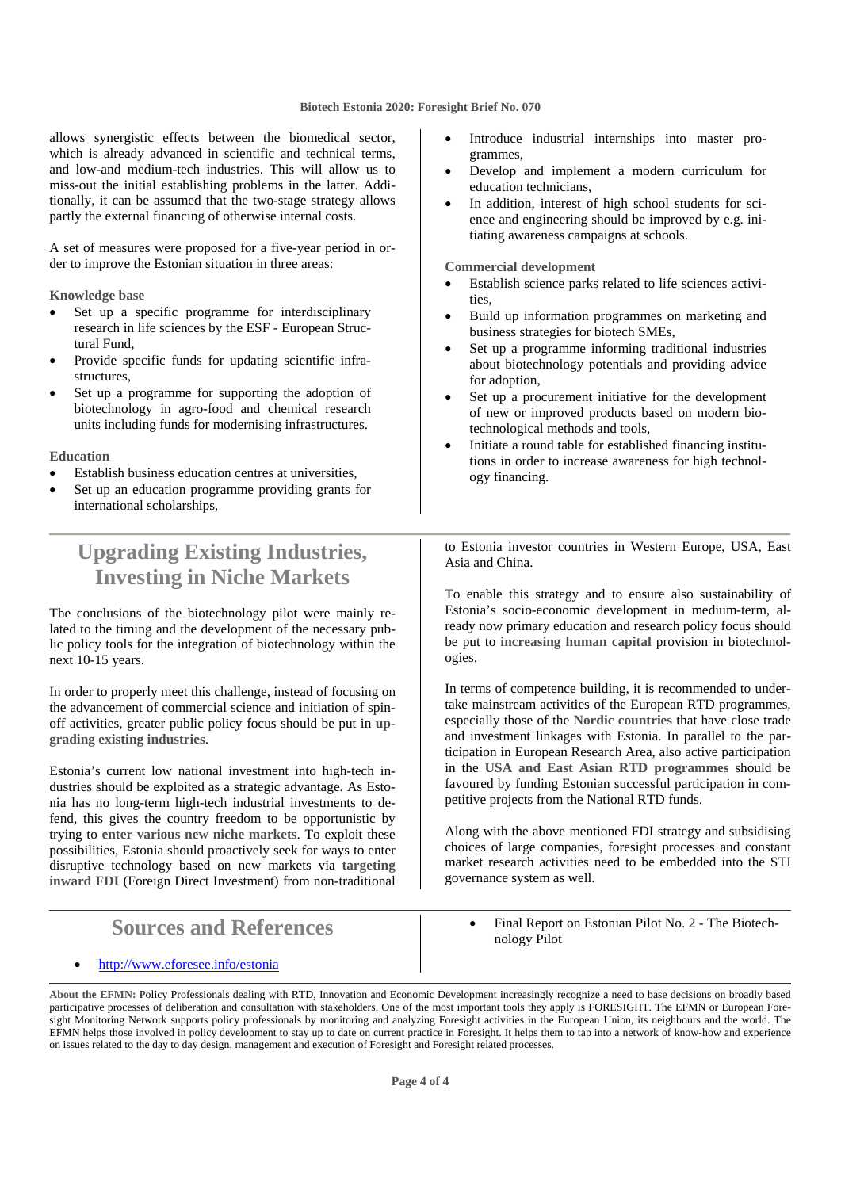allows synergistic effects between the biomedical sector, which is already advanced in scientific and technical terms, and low-and medium-tech industries. This will allow us to miss-out the initial establishing problems in the latter. Additionally, it can be assumed that the two-stage strategy allows partly the external financing of otherwise internal costs.

A set of measures were proposed for a five-year period in order to improve the Estonian situation in three areas:

**Knowledge base**

- Set up a specific programme for interdisciplinary research in life sciences by the ESF - European Structural Fund,
- Provide specific funds for updating scientific infrastructures,
- Set up a programme for supporting the adoption of biotechnology in agro-food and chemical research units including funds for modernising infrastructures.

**Education**

- Establish business education centres at universities,
- Set up an education programme providing grants for international scholarships,
- Introduce industrial internships into master programmes,
- Develop and implement a modern curriculum for education technicians,
- In addition, interest of high school students for science and engineering should be improved by e.g. initiating awareness campaigns at schools.

**Commercial development**

- Establish science parks related to life sciences activities,
- Build up information programmes on marketing and business strategies for biotech SMEs,
- Set up a programme informing traditional industries about biotechnology potentials and providing advice for adoption,
- Set up a procurement initiative for the development of new or improved products based on modern biotechnological methods and tools,
- Initiate a round table for established financing institutions in order to increase awareness for high technology financing.

## Upgrading Existing Industries, Investing in Niche Markets

The conclusions of the biotechnology pilot were mainly related to the timing and the development of the necessary public policy tools for the integration of biotechnology within the next 10-15 years.

In order to properly meet this challenge, instead of focusing on the advancement of commercial science and initiation of spin-off activities, greater public policy focus should be put in **upgrading existing industries**.

Estonia's current low national investment into high-tech industries should be exploited as a strategic advantage. As Estonia has no long-term high-tech industrial investments to defend, this gives the country freedom to be opportunistic by trying to **enter various new niche markets**. To exploit these possibilities, Estonia should proactively seek for ways to enter disruptive technology based on new markets via **targeting inward FDI** (Foreign Direct Investment) from non-traditional to Estonia investor countries in Western Europe, USA, East Asia and China.

To enable this strategy and to ensure also sustainability of Estonia's socio-economic development in medium-term, already now primary education and research policy focus should be put to **increasing human capital** provision in biotechnologies.

In terms of competence building, it is recommended to undertake mainstream activities of the European RTD programmes, especially those of the **Nordic countries** that have close trade and investment linkages with Estonia. In parallel to the participation in European Research Area, also active participation in the **USA and East Asian RTD programmes** should be favoured by funding Estonian successful participation in competitive projects from the National RTD funds.

Along with the above mentioned FDI strategy and subsidising choices of large companies, foresight processes and constant market research activities need to be embedded into the STI governance system as well.

## Sources and References

- http://www.eforesee.info/estonia
- Final Report on Estonian Pilot No. 2 - The Biotechnology Pilot

**About the EFMN:** Policy Professionals dealing with RTD, Innovation and Economic Development increasingly recognize a need to base decisions on broadly based participative processes of deliberation and consultation with stakeholders. One of the most important tools they apply is FORESIGHT. The EFMN or European Foresight Monitoring Network supports policy professionals by monitoring and analyzing Foresight activities in the European Union, its neighbours and the world. The EFMN helps those involved in policy development to stay up to date on current practice in Foresight. It helps them to tap into a network of know-how and experience on issues related to the day to day design, management and execution of Foresight and Foresight related processes.